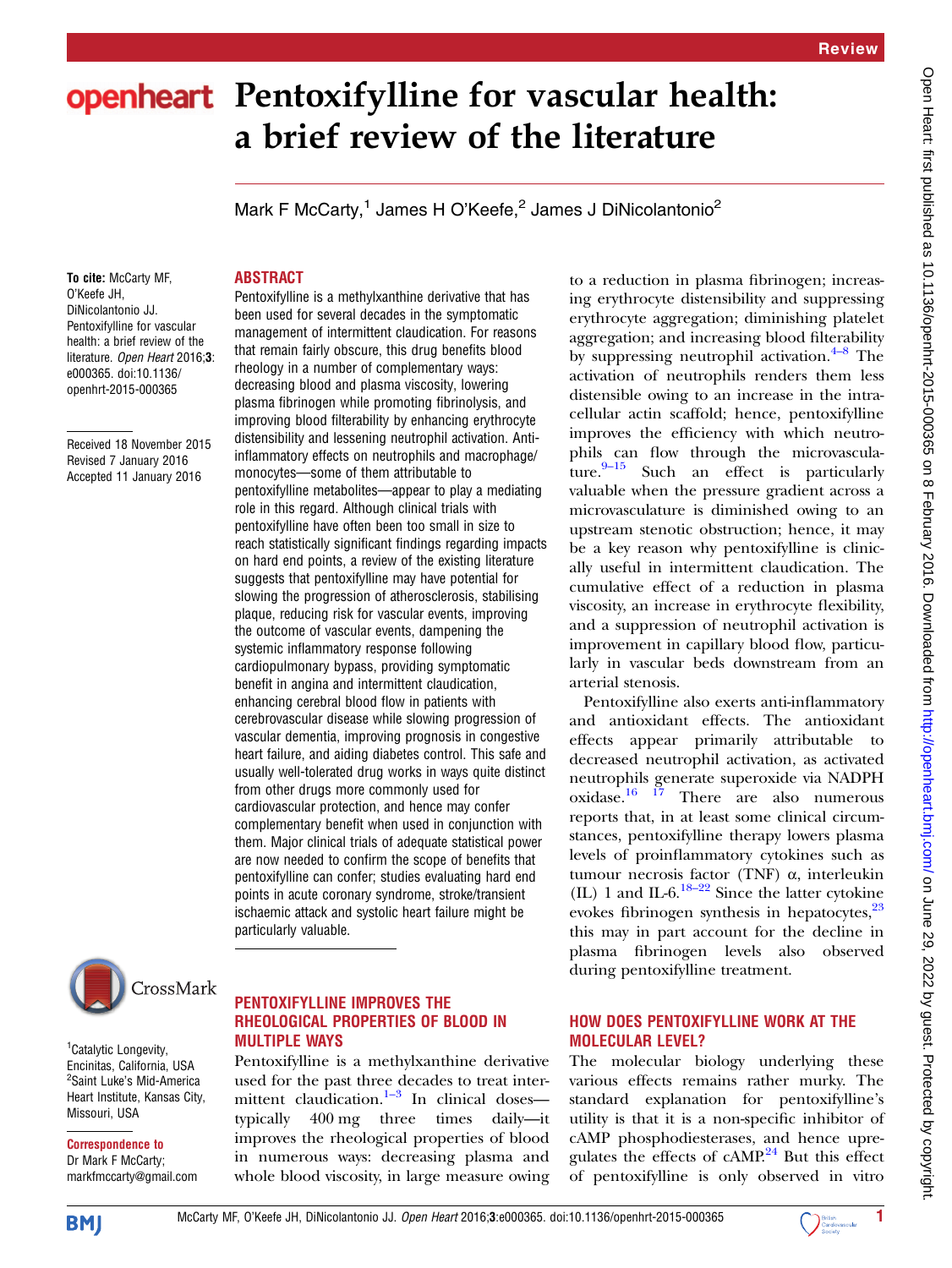Review

# Pentoxifylline for vascular health: a brief review of the literature

Mark F McCarty,[1] James H O'Keefe,[2] James J DiNicolantonio[2]

**To cite:** McCarty MF, O'Keefe JH, DiNicolantonio JJ. Pentoxifylline for vascular health: a brief review of the literature. *Open Heart* 2016;**3**: e000365. doi:10.1136/openhrt-2015-000365

Received 18 November 2015
Revised 7 January 2016
Accepted 11 January 2016

[1]Catalytic Longevity, Encinitas, California, USA
[2]Saint Luke's Mid-America Heart Institute, Kansas City, Missouri, USA

**Correspondence to**
Dr Mark F McCarty; markfmccarty@gmail.com

## ABSTRACT

Pentoxifylline is a methylxanthine derivative that has been used for several decades in the symptomatic management of intermittent claudication. For reasons that remain fairly obscure, this drug benefits blood rheology in a number of complementary ways: decreasing blood and plasma viscosity, lowering plasma fibrinogen while promoting fibrinolysis, and improving blood filterability by enhancing erythrocyte distensibility and lessening neutrophil activation. Anti-inflammatory effects on neutrophils and macrophage/monocytes—some of them attributable to pentoxifylline metabolites—appear to play a mediating role in this regard. Although clinical trials with pentoxifylline have often been too small in size to reach statistically significant findings regarding impacts on hard end points, a review of the existing literature suggests that pentoxifylline may have potential for slowing the progression of atherosclerosis, stabilising plaque, reducing risk for vascular events, improving the outcome of vascular events, dampening the systemic inflammatory response following cardiopulmonary bypass, providing symptomatic benefit in angina and intermittent claudication, enhancing cerebral blood flow in patients with cerebrovascular disease while slowing progression of vascular dementia, improving prognosis in congestive heart failure, and aiding diabetes control. This safe and usually well-tolerated drug works in ways quite distinct from other drugs more commonly used for cardiovascular protection, and hence may confer complementary benefit when used in conjunction with them. Major clinical trials of adequate statistical power are now needed to confirm the scope of benefits that pentoxifylline can confer; studies evaluating hard end points in acute coronary syndrome, stroke/transient ischaemic attack and systolic heart failure might be particularly valuable.

## PENTOXIFYLLINE IMPROVES THE RHEOLOGICAL PROPERTIES OF BLOOD IN MULTIPLE WAYS

Pentoxifylline is a methylxanthine derivative used for the past three decades to treat intermittent claudication.[1–3] In clinical doses—typically 400 mg three times daily—it improves the rheological properties of blood in numerous ways: decreasing plasma and whole blood viscosity, in large measure owing to a reduction in plasma fibrinogen; increasing erythrocyte distensibility and suppressing erythrocyte aggregation; diminishing platelet aggregation; and increasing blood filterability by suppressing neutrophil activation.[4–8] The activation of neutrophils renders them less distensible owing to an increase in the intracellular actin scaffold; hence, pentoxifylline improves the efficiency with which neutrophils can flow through the microvasculature.[9–15] Such an effect is particularly valuable when the pressure gradient across a microvasculature is diminished owing to an upstream stenotic obstruction; hence, it may be a key reason why pentoxifylline is clinically useful in intermittent claudication. The cumulative effect of a reduction in plasma viscosity, an increase in erythrocyte flexibility, and a suppression of neutrophil activation is improvement in capillary blood flow, particularly in vascular beds downstream from an arterial stenosis.

Pentoxifylline also exerts anti-inflammatory and antioxidant effects. The antioxidant effects appear primarily attributable to decreased neutrophil activation, as activated neutrophils generate superoxide via NADPH oxidase.[16 17] There are also numerous reports that, in at least some clinical circumstances, pentoxifylline therapy lowers plasma levels of proinflammatory cytokines such as tumour necrosis factor (TNF) α, interleukin (IL) 1 and IL-6.[18–22] Since the latter cytokine evokes fibrinogen synthesis in hepatocytes,[23] this may in part account for the decline in plasma fibrinogen levels also observed during pentoxifylline treatment.

## HOW DOES PENTOXIFYLLINE WORK AT THE MOLECULAR LEVEL?

The molecular biology underlying these various effects remains rather murky. The standard explanation for pentoxifylline's utility is that it is a non-specific inhibitor of cAMP phosphodiesterases, and hence upregulates the effects of cAMP.[24] But this effect of pentoxifylline is only observed in vitro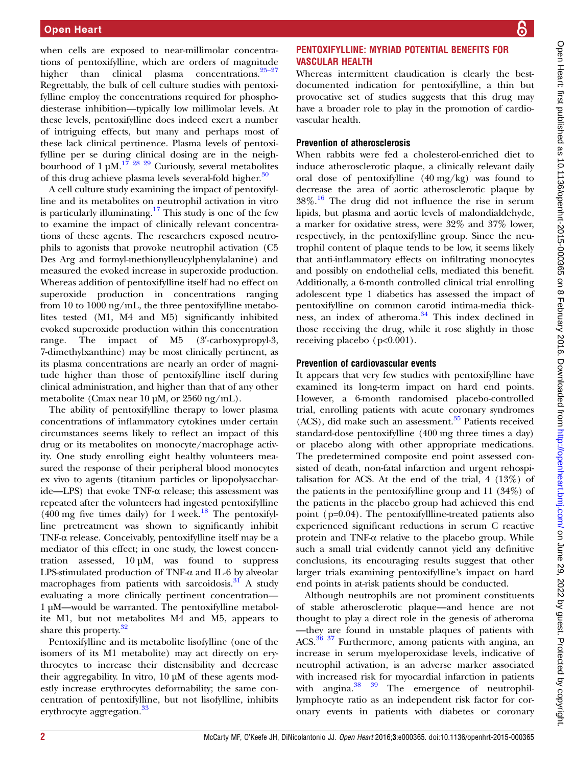when cells are exposed to near-millimolar concentrations of pentoxifylline, which are orders of magnitude higher than clinical plasma concentrations.[25–27] Regrettably, the bulk of cell culture studies with pentoxifylline employ the concentrations required for phosphodiesterase inhibition—typically low millimolar levels. At these levels, pentoxifylline does indeed exert a number of intriguing effects, but many and perhaps most of these lack clinical pertinence. Plasma levels of pentoxifylline per se during clinical dosing are in the neighbourhood of 1 μM.[17 28 29] Curiously, several metabolites of this drug achieve plasma levels several-fold higher.[30]

A cell culture study examining the impact of pentoxifylline and its metabolites on neutrophil activation in vitro is particularly illuminating.[17] This study is one of the few to examine the impact of clinically relevant concentrations of these agents. The researchers exposed neutrophils to agonists that provoke neutrophil activation (C5 Des Arg and formyl-methionylleucylphenylalanine) and measured the evoked increase in superoxide production. Whereas addition of pentoxifylline itself had no effect on superoxide production in concentrations ranging from 10 to 1000 ng/mL, the three pentoxifylline metabolites tested (M1, M4 and M5) significantly inhibited evoked superoxide production within this concentration range. The impact of M5 (3′-carboxypropyl-3, 7-dimethylxanthine) may be most clinically pertinent, as its plasma concentrations are nearly an order of magnitude higher than those of pentoxifylline itself during clinical administration, and higher than that of any other metabolite (Cmax near 10 μM, or 2560 ng/mL).

The ability of pentoxifylline therapy to lower plasma concentrations of inflammatory cytokines under certain circumstances seems likely to reflect an impact of this drug or its metabolites on monocyte/macrophage activity. One study enrolling eight healthy volunteers measured the response of their peripheral blood monocytes ex vivo to agents (titanium particles or lipopolysaccharide—LPS) that evoke TNF-α release; this assessment was repeated after the volunteers had ingested pentoxifylline (400 mg five times daily) for 1 week.[18] The pentoxifylline pretreatment was shown to significantly inhibit TNF-α release. Conceivably, pentoxifylline itself may be a mediator of this effect; in one study, the lowest concentration assessed, 10 μM, was found to suppress LPS-stimulated production of TNF-α and IL-6 by alveolar macrophages from patients with sarcoidosis.[31] A study evaluating a more clinically pertinent concentration—1 μM—would be warranted. The pentoxifylline metabolite M1, but not metabolites M4 and M5, appears to share this property.[32]

Pentoxifylline and its metabolite lisofylline (one of the isomers of its M1 metabolite) may act directly on erythrocytes to increase their distensibility and decrease their aggregability. In vitro, 10 μM of these agents modestly increase erythrocytes deformability; the same concentration of pentoxifylline, but not lisofylline, inhibits erythrocyte aggregation.[33]

## PENTOXIFYLLINE: MYRIAD POTENTIAL BENEFITS FOR VASCULAR HEALTH

Whereas intermittent claudication is clearly the best-documented indication for pentoxifylline, a thin but provocative set of studies suggests that this drug may have a broader role to play in the promotion of cardiovascular health.

### Prevention of atherosclerosis

When rabbits were fed a cholesterol-enriched diet to induce atherosclerotic plaque, a clinically relevant daily oral dose of pentoxifylline (40 mg/kg) was found to decrease the area of aortic atherosclerotic plaque by 38%.[16] The drug did not influence the rise in serum lipids, but plasma and aortic levels of malondialdehyde, a marker for oxidative stress, were 32% and 37% lower, respectively, in the pentoxifylline group. Since the neutrophil content of plaque tends to be low, it seems likely that anti-inflammatory effects on infiltrating monocytes and possibly on endothelial cells, mediated this benefit. Additionally, a 6-month controlled clinical trial enrolling adolescent type 1 diabetics has assessed the impact of pentoxifylline on common carotid intima-media thickness, an index of atheroma.[34] This index declined in those receiving the drug, while it rose slightly in those receiving placebo ($p<0.001$).

### Prevention of cardiovascular events

It appears that very few studies with pentoxifylline have examined its long-term impact on hard end points. However, a 6-month randomised placebo-controlled trial, enrolling patients with acute coronary syndromes (ACS), did make such an assessment.[35] Patients received standard-dose pentoxifylline (400 mg three times a day) or placebo along with other appropriate medications. The predetermined composite end point assessed consisted of death, non-fatal infarction and urgent rehospitalisation for ACS. At the end of the trial, 4 (13%) of the patients in the pentoxifylline group and 11 (34%) of the patients in the placebo group had achieved this end point ($p=0.04$). The pentoxifyllline-treated patients also experienced significant reductions in serum C reactive protein and TNF-α relative to the placebo group. While such a small trial evidently cannot yield any definitive conclusions, its encouraging results suggest that other larger trials examining pentoxifylline's impact on hard end points in at-risk patients should be conducted.

Although neutrophils are not prominent constituents of stable atherosclerotic plaque—and hence are not thought to play a direct role in the genesis of atheroma—they are found in unstable plaques of patients with ACS.[36 37] Furthermore, among patients with angina, an increase in serum myeloperoxidase levels, indicative of neutrophil activation, is an adverse marker associated with increased risk for myocardial infarction in patients with angina.[38 39] The emergence of neutrophil-lymphocyte ratio as an independent risk factor for coronary events in patients with diabetes or coronary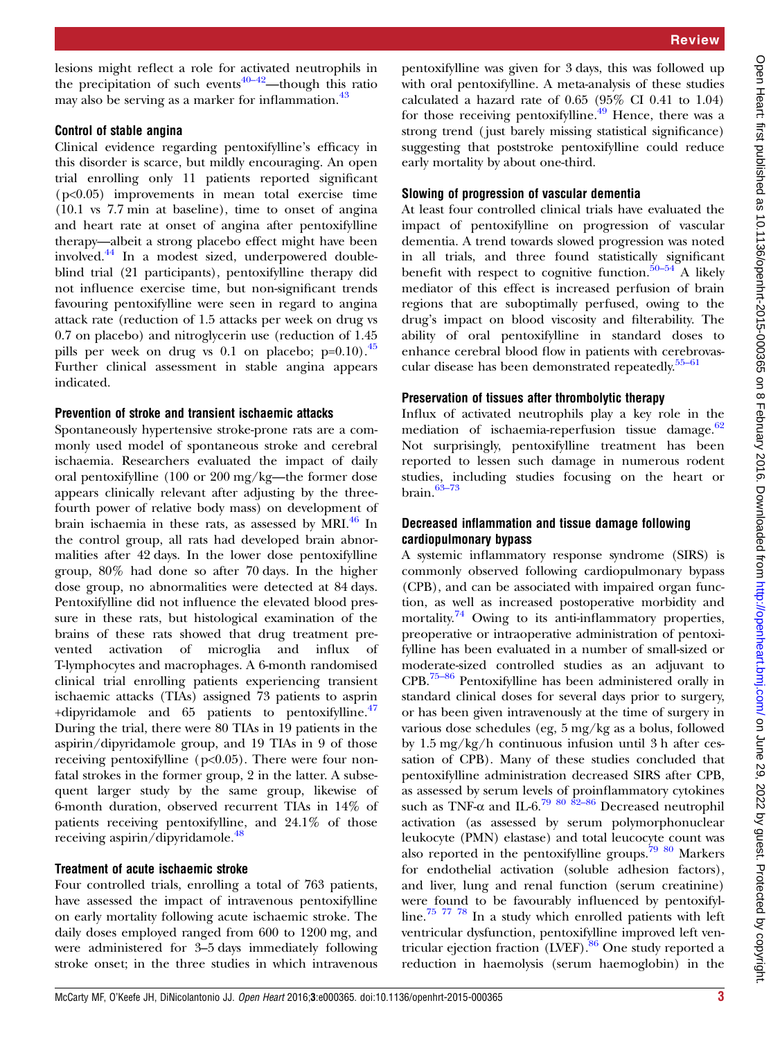lesions might reflect a role for activated neutrophils in the precipitation of such events[40–42]—though this ratio may also be serving as a marker for inflammation.[43]

### Control of stable angina

Clinical evidence regarding pentoxifylline's efficacy in this disorder is scarce, but mildly encouraging. An open trial enrolling only 11 patients reported significant ($p<0.05$) improvements in mean total exercise time (10.1 vs 7.7 min at baseline), time to onset of angina and heart rate at onset of angina after pentoxifylline therapy—albeit a strong placebo effect might have been involved.[44] In a modest sized, underpowered double-blind trial (21 participants), pentoxifylline therapy did not influence exercise time, but non-significant trends favouring pentoxifylline were seen in regard to angina attack rate (reduction of 1.5 attacks per week on drug vs 0.7 on placebo) and nitroglycerin use (reduction of 1.45 pills per week on drug vs 0.1 on placebo; $p=0.10$).[45] Further clinical assessment in stable angina appears indicated.

### Prevention of stroke and transient ischaemic attacks

Spontaneously hypertensive stroke-prone rats are a commonly used model of spontaneous stroke and cerebral ischaemia. Researchers evaluated the impact of daily oral pentoxifylline (100 or 200 mg/kg—the former dose appears clinically relevant after adjusting by the three-fourth power of relative body mass) on development of brain ischaemia in these rats, as assessed by MRI.[46] In the control group, all rats had developed brain abnormalities after 42 days. In the lower dose pentoxifylline group, 80% had done so after 70 days. In the higher dose group, no abnormalities were detected at 84 days. Pentoxifylline did not influence the elevated blood pressure in these rats, but histological examination of the brains of these rats showed that drug treatment prevented activation of microglia and influx of T-lymphocytes and macrophages. A 6-month randomised clinical trial enrolling patients experiencing transient ischaemic attacks (TIAs) assigned 73 patients to asprin +dipyridamole and 65 patients to pentoxifylline.[47] During the trial, there were 80 TIAs in 19 patients in the aspirin/dipyridamole group, and 19 TIAs in 9 of those receiving pentoxifylline ($p<0.05$). There were four non-fatal strokes in the former group, 2 in the latter. A subsequent larger study by the same group, likewise of 6-month duration, observed recurrent TIAs in 14% of patients receiving pentoxifylline, and 24.1% of those receiving aspirin/dipyridamole.[48]

### Treatment of acute ischaemic stroke

Four controlled trials, enrolling a total of 763 patients, have assessed the impact of intravenous pentoxifylline on early mortality following acute ischaemic stroke. The daily doses employed ranged from 600 to 1200 mg, and were administered for 3–5 days immediately following stroke onset; in the three studies in which intravenous pentoxifylline was given for 3 days, this was followed up with oral pentoxifylline. A meta-analysis of these studies calculated a hazard rate of 0.65 (95% CI 0.41 to 1.04) for those receiving pentoxifylline.[49] Hence, there was a strong trend (just barely missing statistical significance) suggesting that poststroke pentoxifylline could reduce early mortality by about one-third.

### Slowing of progression of vascular dementia

At least four controlled clinical trials have evaluated the impact of pentoxifylline on progression of vascular dementia. A trend towards slowed progression was noted in all trials, and three found statistically significant benefit with respect to cognitive function.[50–54] A likely mediator of this effect is increased perfusion of brain regions that are suboptimally perfused, owing to the drug's impact on blood viscosity and filterability. The ability of oral pentoxifylline in standard doses to enhance cerebral blood flow in patients with cerebrovascular disease has been demonstrated repeatedly.[55–61]

### Preservation of tissues after thrombolytic therapy

Influx of activated neutrophils play a key role in the mediation of ischaemia-reperfusion tissue damage.[62] Not surprisingly, pentoxifylline treatment has been reported to lessen such damage in numerous rodent studies, including studies focusing on the heart or brain.[63–73]

### Decreased inflammation and tissue damage following cardiopulmonary bypass

A systemic inflammatory response syndrome (SIRS) is commonly observed following cardiopulmonary bypass (CPB), and can be associated with impaired organ function, as well as increased postoperative morbidity and mortality.[74] Owing to its anti-inflammatory properties, preoperative or intraoperative administration of pentoxifylline has been evaluated in a number of small-sized or moderate-sized controlled studies as an adjuvant to CPB.[75–86] Pentoxifylline has been administered orally in standard clinical doses for several days prior to surgery, or has been given intravenously at the time of surgery in various dose schedules (eg, 5 mg/kg as a bolus, followed by 1.5 mg/kg/h continuous infusion until 3 h after cessation of CPB). Many of these studies concluded that pentoxifylline administration decreased SIRS after CPB, as assessed by serum levels of proinflammatory cytokines such as TNF-α and IL-6.[79 80 82–86] Decreased neutrophil activation (as assessed by serum polymorphonuclear leukocyte (PMN) elastase) and total leucocyte count was also reported in the pentoxifylline groups.[79 80] Markers for endothelial activation (soluble adhesion factors), and liver, lung and renal function (serum creatinine) were found to be favourably influenced by pentoxifylline.[75 77 78] In a study which enrolled patients with left ventricular dysfunction, pentoxifylline improved left ventricular ejection fraction (LVEF).[86] One study reported a reduction in haemolysis (serum haemoglobin) in the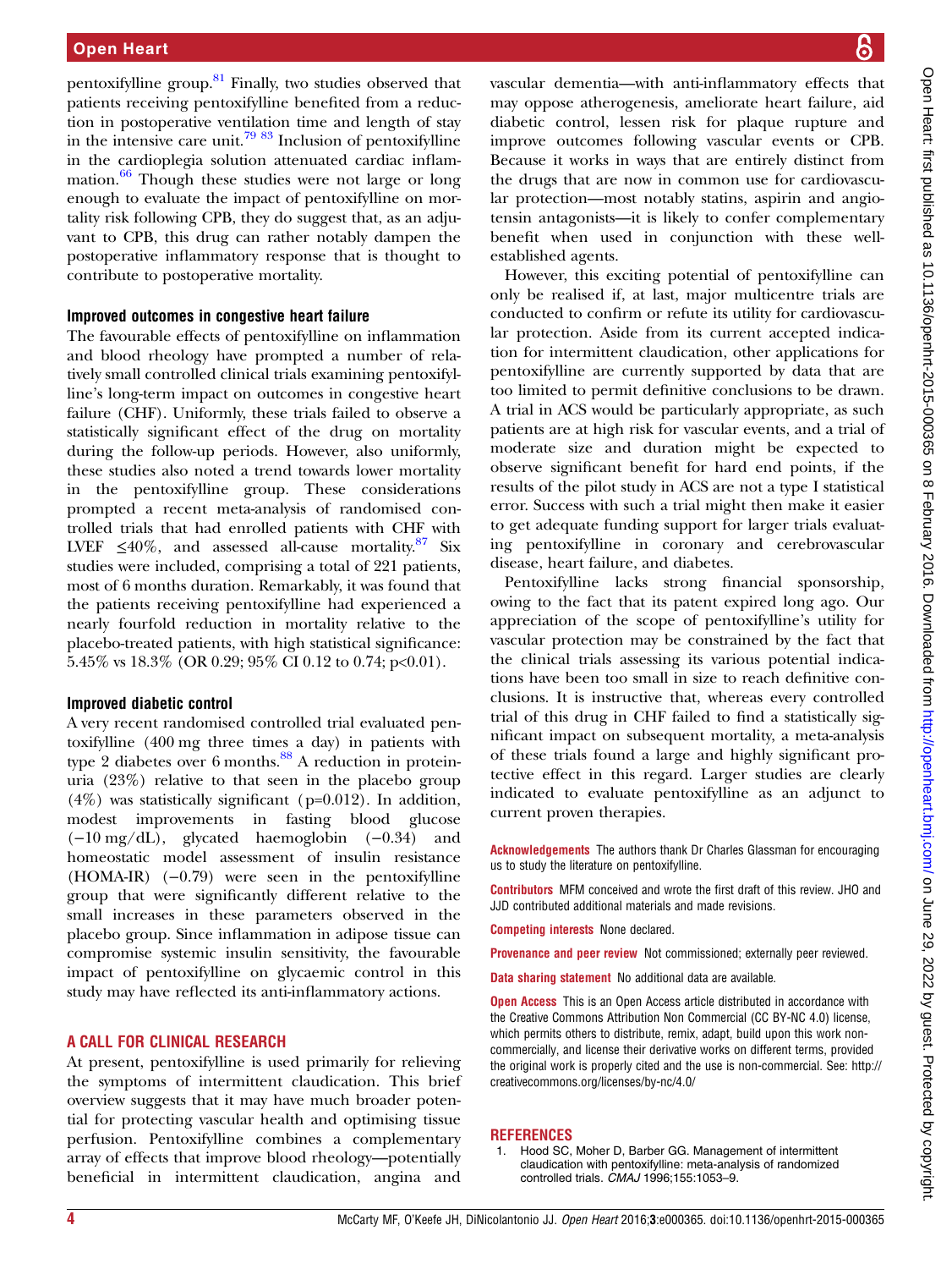pentoxifylline group.[81] Finally, two studies observed that patients receiving pentoxifylline benefited from a reduction in postoperative ventilation time and length of stay in the intensive care unit.[79 83] Inclusion of pentoxifylline in the cardioplegia solution attenuated cardiac inflammation.[66] Though these studies were not large or long enough to evaluate the impact of pentoxifylline on mortality risk following CPB, they do suggest that, as an adjuvant to CPB, this drug can rather notably dampen the postoperative inflammatory response that is thought to contribute to postoperative mortality.

### Improved outcomes in congestive heart failure

The favourable effects of pentoxifylline on inflammation and blood rheology have prompted a number of relatively small controlled clinical trials examining pentoxifylline's long-term impact on outcomes in congestive heart failure (CHF). Uniformly, these trials failed to observe a statistically significant effect of the drug on mortality during the follow-up periods. However, also uniformly, these studies also noted a trend towards lower mortality in the pentoxifylline group. These considerations prompted a recent meta-analysis of randomised controlled trials that had enrolled patients with CHF with LVEF ≤40%, and assessed all-cause mortality.[87] Six studies were included, comprising a total of 221 patients, most of 6 months duration. Remarkably, it was found that the patients receiving pentoxifylline had experienced a nearly fourfold reduction in mortality relative to the placebo-treated patients, with high statistical significance: 5.45% vs 18.3% (OR 0.29; 95% CI 0.12 to 0.74; $p<0.01$).

### Improved diabetic control

A very recent randomised controlled trial evaluated pentoxifylline (400 mg three times a day) in patients with type 2 diabetes over 6 months.[88] A reduction in proteinuria (23%) relative to that seen in the placebo group (4%) was statistically significant ($p=0.012$). In addition, modest improvements in fasting blood glucose (−10 mg/dL), glycated haemoglobin (−0.34) and homeostatic model assessment of insulin resistance (HOMA-IR) (−0.79) were seen in the pentoxifylline group that were significantly different relative to the small increases in these parameters observed in the placebo group. Since inflammation in adipose tissue can compromise systemic insulin sensitivity, the favourable impact of pentoxifylline on glycaemic control in this study may have reflected its anti-inflammatory actions.

## A CALL FOR CLINICAL RESEARCH

At present, pentoxifylline is used primarily for relieving the symptoms of intermittent claudication. This brief overview suggests that it may have much broader potential for protecting vascular health and optimising tissue perfusion. Pentoxifylline combines a complementary array of effects that improve blood rheology—potentially beneficial in intermittent claudication, angina and vascular dementia—with anti-inflammatory effects that may oppose atherogenesis, ameliorate heart failure, aid diabetic control, lessen risk for plaque rupture and improve outcomes following vascular events or CPB. Because it works in ways that are entirely distinct from the drugs that are now in common use for cardiovascular protection—most notably statins, aspirin and angiotensin antagonists—it is likely to confer complementary benefit when used in conjunction with these well-established agents.

However, this exciting potential of pentoxifylline can only be realised if, at last, major multicentre trials are conducted to confirm or refute its utility for cardiovascular protection. Aside from its current accepted indication for intermittent claudication, other applications for pentoxifylline are currently supported by data that are too limited to permit definitive conclusions to be drawn. A trial in ACS would be particularly appropriate, as such patients are at high risk for vascular events, and a trial of moderate size and duration might be expected to observe significant benefit for hard end points, if the results of the pilot study in ACS are not a type I statistical error. Success with such a trial might then make it easier to get adequate funding support for larger trials evaluating pentoxifylline in coronary and cerebrovascular disease, heart failure, and diabetes.

Pentoxifylline lacks strong financial sponsorship, owing to the fact that its patent expired long ago. Our appreciation of the scope of pentoxifylline's utility for vascular protection may be constrained by the fact that the clinical trials assessing its various potential indications have been too small in size to reach definitive conclusions. It is instructive that, whereas every controlled trial of this drug in CHF failed to find a statistically significant impact on subsequent mortality, a meta-analysis of these trials found a large and highly significant protective effect in this regard. Larger studies are clearly indicated to evaluate pentoxifylline as an adjunct to current proven therapies.

**Acknowledgements** The authors thank Dr Charles Glassman for encouraging us to study the literature on pentoxifylline.

**Contributors** MFM conceived and wrote the first draft of this review. JHO and JJD contributed additional materials and made revisions.

**Competing interests** None declared.

**Provenance and peer review** Not commissioned; externally peer reviewed.

**Data sharing statement** No additional data are available.

**Open Access** This is an Open Access article distributed in accordance with the Creative Commons Attribution Non Commercial (CC BY-NC 4.0) license, which permits others to distribute, remix, adapt, build upon this work non-commercially, and license their derivative works on different terms, provided the original work is properly cited and the use is non-commercial. See: http://creativecommons.org/licenses/by-nc/4.0/

## REFERENCES

1. Hood SC, Moher D, Barber GG. Management of intermittent claudication with pentoxifylline: meta-analysis of randomized controlled trials. *CMAJ* 1996;155:1053–9.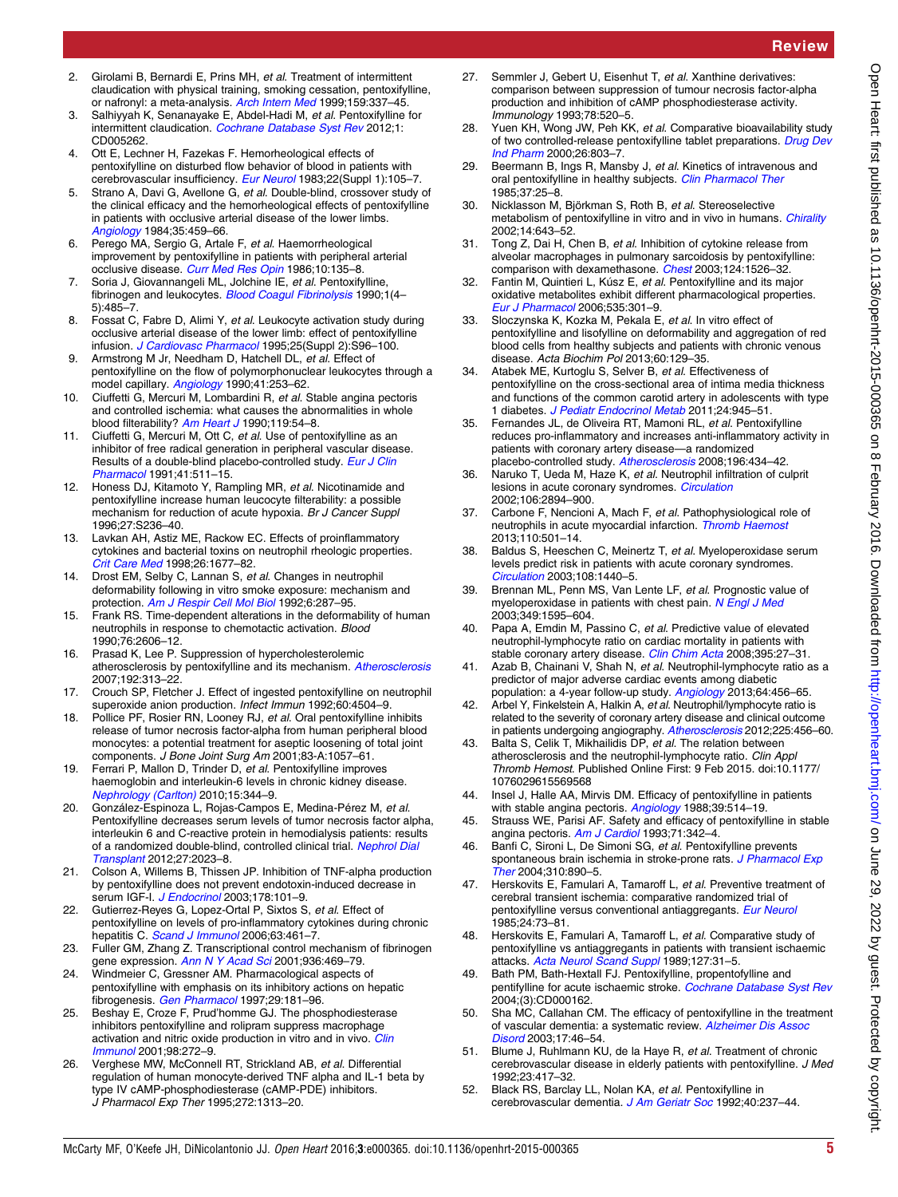2. Girolami B, Bernardi E, Prins MH, *et al.* Treatment of intermittent claudication with physical training, smoking cessation, pentoxifylline, or nafronyl: a meta-analysis. *Arch Intern Med* 1999;159:337–45.
3. Salhiyyah K, Senanayake E, Abdel-Hadi M, *et al.* Pentoxifylline for intermittent claudication. *Cochrane Database Syst Rev* 2012;1:CD005262.
4. Ott E, Lechner H, Fazekas F. Hemorheological effects of pentoxifylline on disturbed flow behavior of blood in patients with cerebrovascular insufficiency. *Eur Neurol* 1983;22(Suppl 1):105–7.
5. Strano A, Davi G, Avellone G, *et al.* Double-blind, crossover study of the clinical efficacy and the hemorheological effects of pentoxifylline in patients with occlusive arterial disease of the lower limbs. *Angiology* 1984;35:459–66.
6. Perego MA, Sergio G, Artale F, *et al.* Haemorrheological improvement by pentoxifylline in patients with peripheral arterial occlusive disease. *Curr Med Res Opin* 1986;10:135–8.
7. Soria J, Giovannangeli ML, Jolchine IE, *et al.* Pentoxifylline, fibrinogen and leukocytes. *Blood Coagul Fibrinolysis* 1990;1(4–5):485–7.
8. Fossat C, Fabre D, Alimi Y, *et al.* Leukocyte activation study during occlusive arterial disease of the lower limb: effect of pentoxifylline infusion. *J Cardiovasc Pharmacol* 1995;25(Suppl 2):S96–100.
9. Armstrong M Jr, Needham D, Hatchell DL, *et al.* Effect of pentoxifylline on the flow of polymorphonuclear leukocytes through a model capillary. *Angiology* 1990;41:253–62.
10. Ciuffetti G, Mercuri M, Lombardini R, *et al.* Stable angina pectoris and controlled ischemia: what causes the abnormalities in whole blood filterability? *Am Heart J* 1990;119:54–8.
11. Ciuffetti G, Mercuri M, Ott C, *et al.* Use of pentoxifylline as an inhibitor of free radical generation in peripheral vascular disease. Results of a double-blind placebo-controlled study. *Eur J Clin Pharmacol* 1991;41:511–15.
12. Honess DJ, Kitamoto Y, Rampling MR, *et al.* Nicotinamide and pentoxifylline increase human leucocyte filterability: a possible mechanism for reduction of acute hypoxia. *Br J Cancer Suppl* 1996;27:S236–40.
13. Lavkan AH, Astiz ME, Rackow EC. Effects of proinflammatory cytokines and bacterial toxins on neutrophil rheologic properties. *Crit Care Med* 1998;26:1677–82.
14. Drost EM, Selby C, Lannan S, *et al.* Changes in neutrophil deformability following in vitro smoke exposure: mechanism and protection. *Am J Respir Cell Mol Biol* 1992;6:287–95.
15. Frank RS. Time-dependent alterations in the deformability of human neutrophils in response to chemotactic activation. *Blood* 1990;76:2606–12.
16. Prasad K, Lee P. Suppression of hypercholesterolemic atherosclerosis by pentoxifylline and its mechanism. *Atherosclerosis* 2007;192:313–22.
17. Crouch SP, Fletcher J. Effect of ingested pentoxifylline on neutrophil superoxide anion production. *Infect Immun* 1992;60:4504–9.
18. Pollice PF, Rosier RN, Looney RJ, *et al.* Oral pentoxifylline inhibits release of tumor necrosis factor-alpha from human peripheral blood monocytes: a potential treatment for aseptic loosening of total joint components. *J Bone Joint Surg Am* 2001;83-A:1057–61.
19. Ferrari P, Mallon D, Trinder D, *et al.* Pentoxifylline improves haemoglobin and interleukin-6 levels in chronic kidney disease. *Nephrology (Carlton)* 2010;15:344–9.
20. González-Espinoza L, Rojas-Campos E, Medina-Pérez M, *et al.* Pentoxifylline decreases serum levels of tumor necrosis factor alpha, interleukin 6 and C-reactive protein in hemodialysis patients: results of a randomized double-blind, controlled clinical trial. *Nephrol Dial Transplant* 2012;27:2023–8.
21. Colson A, Willems B, Thissen JP. Inhibition of TNF-alpha production by pentoxifylline does not prevent endotoxin-induced decrease in serum IGF-I. *J Endocrinol* 2003;178:101–9.
22. Gutierrez-Reyes G, Lopez-Ortal P, Sixtos S, *et al.* Effect of pentoxifylline on levels of pro-inflammatory cytokines during chronic hepatitis C. *Scand J Immunol* 2006;63:461–7.
23. Fuller GM, Zhang Z. Transcriptional control mechanism of fibrinogen gene expression. *Ann N Y Acad Sci* 2001;936:469–79.
24. Windmeier C, Gressner AM. Pharmacological aspects of pentoxifylline with emphasis on its inhibitory actions on hepatic fibrogenesis. *Gen Pharmacol* 1997;29:181–96.
25. Beshay E, Croze F, Prud'homme GJ. The phosphodiesterase inhibitors pentoxifylline and rolipram suppress macrophage activation and nitric oxide production in vitro and in vivo. *Clin Immunol* 2001;98:272–9.
26. Verghese MW, McConnell RT, Strickland AB, *et al.* Differential regulation of human monocyte-derived TNF alpha and IL-1 beta by type IV cAMP-phosphodiesterase (cAMP-PDE) inhibitors. *J Pharmacol Exp Ther* 1995;272:1313–20.
27. Semmler J, Gebert U, Eisenhut T, *et al.* Xanthine derivatives: comparison between suppression of tumour necrosis factor-alpha production and inhibition of cAMP phosphodiesterase activity. *Immunology* 1993;78:520–5.
28. Yuen KH, Wong JW, Peh KK, *et al.* Comparative bioavailability study of two controlled-release pentoxifylline tablet preparations. *Drug Dev Ind Pharm* 2000;26:803–7.
29. Beermann B, Ings R, Mansby J, *et al.* Kinetics of intravenous and oral pentoxifylline in healthy subjects. *Clin Pharmacol Ther* 1985;37:25–8.
30. Nicklasson M, Björkman S, Roth B, *et al.* Stereoselective metabolism of pentoxifylline in vitro and in vivo in humans. *Chirality* 2002;14:643–52.
31. Tong Z, Dai H, Chen B, *et al.* Inhibition of cytokine release from alveolar macrophages in pulmonary sarcoidosis by pentoxifylline: comparison with dexamethasone. *Chest* 2003;124:1526–32.
32. Fantin M, Quintieri L, Kúsz E, *et al.* Pentoxifylline and its major oxidative metabolites exhibit different pharmacological properties. *Eur J Pharmacol* 2006;535:301–9.
33. Sloczynska K, Kozka M, Pekala E, *et al.* In vitro effect of pentoxifylline and lisofylline on deformability and aggregation of red blood cells from healthy subjects and patients with chronic venous disease. *Acta Biochim Pol* 2013;60:129–35.
34. Atabek ME, Kurtoglu S, Selver B, *et al.* Effectiveness of pentoxifylline on the cross-sectional area of intima media thickness and functions of the common carotid artery in adolescents with type 1 diabetes. *J Pediatr Endocrinol Metab* 2011;24:945–51.
35. Fernandes JL, de Oliveira RT, Mamoni RL, *et al.* Pentoxifylline reduces pro-inflammatory and increases anti-inflammatory activity in patients with coronary artery disease—a randomized placebo-controlled study. *Atherosclerosis* 2008;196:434–42.
36. Naruko T, Ueda M, Haze K, *et al.* Neutrophil infiltration of culprit lesions in acute coronary syndromes. *Circulation* 2002;106:2894–900.
37. Carbone F, Nencioni A, Mach F, *et al.* Pathophysiological role of neutrophils in acute myocardial infarction. *Thromb Haemost* 2013;110:501–14.
38. Baldus S, Heeschen C, Meinertz T, *et al.* Myeloperoxidase serum levels predict risk in patients with acute coronary syndromes. *Circulation* 2003;108:1440–5.
39. Brennan ML, Penn MS, Van Lente F, *et al.* Prognostic value of myeloperoxidase in patients with chest pain. *N Engl J Med* 2003;349:1595–604.
40. Papa A, Emdin M, Passino C, *et al.* Predictive value of elevated neutrophil-lymphocyte ratio on cardiac mortality in patients with stable coronary artery disease. *Clin Chim Acta* 2008;395:27–31.
41. Azab B, Chainani V, Shah N, *et al.* Neutrophil-lymphocyte ratio as a predictor of major adverse cardiac events among diabetic population: a 4-year follow-up study. *Angiology* 2013;64:456–65.
42. Arbel Y, Finkelstein A, Halkin A, *et al.* Neutrophil/lymphocyte ratio is related to the severity of coronary artery disease and clinical outcome in patients undergoing angiography. *Atherosclerosis* 2012;225:456–60.
43. Balta S, Celik T, Mikhailidis DP, *et al.* The relation between atherosclerosis and the neutrophil-lymphocyte ratio. *Clin Appl Thromb Hemost*. Published Online First: 9 Feb 2015. doi:10.1177/1076029615569568
44. Insel J, Halle AA, Mirvis DM. Efficacy of pentoxifylline in patients with stable angina pectoris. *Angiology* 1988;39:514–19.
45. Strauss WE, Parisi AF. Safety and efficacy of pentoxifylline in stable angina pectoris. *Am J Cardiol* 1993;71:342–4.
46. Banfi C, Sironi L, De Simoni SG, *et al.* Pentoxifylline prevents spontaneous brain ischemia in stroke-prone rats. *J Pharmacol Exp Ther* 2004;310:890–5.
47. Herskovits E, Famulari A, Tamaroff L, *et al.* Preventive treatment of cerebral transient ischemia: comparative randomized trial of pentoxifylline versus conventional antiaggregants. *Eur Neurol* 1985;24:73–81.
48. Herskovits E, Famulari A, Tamaroff L, *et al.* Comparative study of pentoxifylline vs antiaggregants in patients with transient ischaemic attacks. *Acta Neurol Scand Suppl* 1989;127:31–5.
49. Bath PM, Bath-Hextall FJ. Pentoxifylline, propentofylline and pentifylline for acute ischaemic stroke. *Cochrane Database Syst Rev* 2004;(3):CD000162.
50. Sha MC, Callahan CM. The efficacy of pentoxifylline in the treatment of vascular dementia: a systematic review. *Alzheimer Dis Assoc Disord* 2003;17:46–54.
51. Blume J, Ruhlmann KU, de la Haye R, *et al.* Treatment of chronic cerebrovascular disease in elderly patients with pentoxifylline. *J Med* 1992;23:417–32.
52. Black RS, Barclay LL, Nolan KA, *et al.* Pentoxifylline in cerebrovascular dementia. *J Am Geriatr Soc* 1992;40:237–44.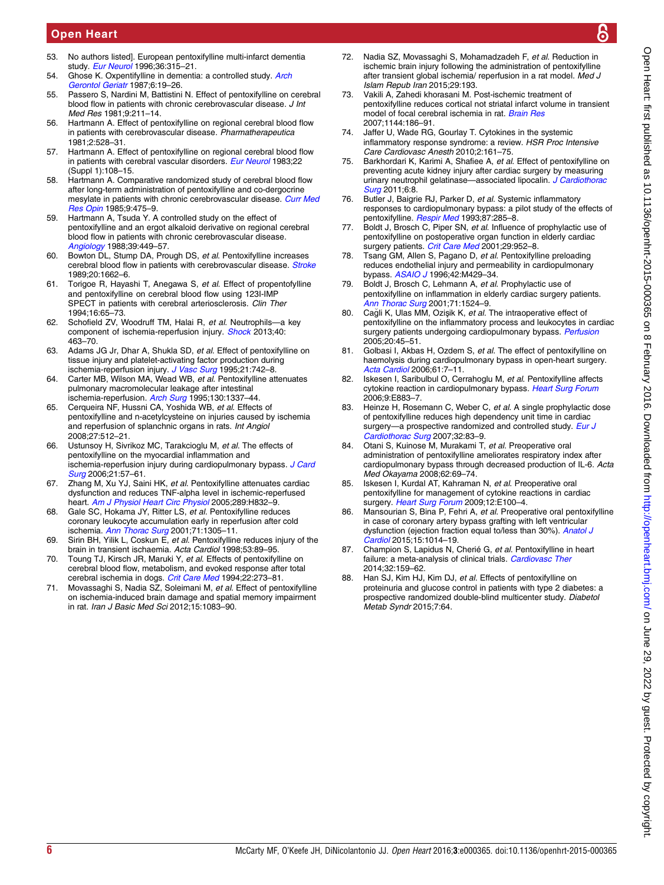53. No authors listed]. European pentoxifylline multi-infarct dementia study. *Eur Neurol* 1996;36:315–21.
54. Ghose K. Oxpentifylline in dementia: a controlled study. *Arch Gerontol Geriatr* 1987;6:19–26.
55. Passero S, Nardini M, Battistini N. Effect of pentoxifylline on cerebral blood flow in patients with chronic cerebrovascular disease. *J Int Med Res* 1981;9:211–14.
56. Hartmann A. Effect of pentoxifylline on regional cerebral blood flow in patients with cerebrovascular disease. *Pharmatherapeutica* 1981;2:528–31.
57. Hartmann A. Effect of pentoxifylline on regional cerebral blood flow in patients with cerebral vascular disorders. *Eur Neurol* 1983;22 (Suppl 1):108–15.
58. Hartmann A. Comparative randomized study of cerebral blood flow after long-term administration of pentoxifylline and co-dergocrine mesylate in patients with chronic cerebrovascular disease. *Curr Med Res Opin* 1985;9:475–9.
59. Hartmann A, Tsuda Y. A controlled study on the effect of pentoxifylline and an ergot alkaloid derivative on regional cerebral blood flow in patients with chronic cerebrovascular disease. *Angiology* 1988;39:449–57.
60. Bowton DL, Stump DA, Prough DS, *et al*. Pentoxifylline increases cerebral blood flow in patients with cerebrovascular disease. *Stroke* 1989;20:1662–6.
61. Torigoe R, Hayashi T, Anegawa S, *et al*. Effect of propentofylline and pentoxifylline on cerebral blood flow using 123I-IMP SPECT in patients with cerebral arteriosclerosis. *Clin Ther* 1994;16:65–73.
62. Schofield ZV, Woodruff TM, Halai R, *et al*. Neutrophils—a key component of ischemia-reperfusion injury. *Shock* 2013;40: 463–70.
63. Adams JG Jr, Dhar A, Shukla SD, *et al*. Effect of pentoxifylline on tissue injury and platelet-activating factor production during ischemia-reperfusion injury. *J Vasc Surg* 1995;21:742–8.
64. Carter MB, Wilson MA, Wead WB, *et al*. Pentoxifylline attenuates pulmonary macromolecular leakage after intestinal ischemia-reperfusion. *Arch Surg* 1995;130:1337–44.
65. Cerqueira NF, Hussni CA, Yoshida WB, *et al*. Effects of pentoxifylline and n-acetylcysteine on injuries caused by ischemia and reperfusion of splanchnic organs in rats. *Int Angiol* 2008;27:512–21.
66. Ustunsoy H, Sivrikoz MC, Tarakcioglu M, *et al*. The effects of pentoxifylline on the myocardial inflammation and ischemia-reperfusion injury during cardiopulmonary bypass. *J Card Surg* 2006;21:57–61.
67. Zhang M, Xu YJ, Saini HK, *et al*. Pentoxifylline attenuates cardiac dysfunction and reduces TNF-alpha level in ischemic-reperfused heart. *Am J Physiol Heart Circ Physiol* 2005;289:H832–9.
68. Gale SC, Hokama JY, Ritter LS, *et al*. Pentoxifylline reduces coronary leukocyte accumulation early in reperfusion after cold ischemia. *Ann Thorac Surg* 2001;71:1305–11.
69. Sirin BH, Yilik L, Coskun E, *et al*. Pentoxifylline reduces injury of the brain in transient ischaemia. *Acta Cardiol* 1998;53:89–95.
70. Toung TJ, Kirsch JR, Maruki Y, *et al*. Effects of pentoxifylline on cerebral blood flow, metabolism, and evoked response after total cerebral ischemia in dogs. *Crit Care Med* 1994;22:273–81.
71. Movassaghi S, Nadia SZ, Soleimani M, *et al*. Effect of pentoxifylline on ischemia-induced brain damage and spatial memory impairment in rat. *Iran J Basic Med Sci* 2012;15:1083–90.
72. Nadia SZ, Movassaghi S, Mohamadzadeh F, *et al*. Reduction in ischemic brain injury following the administration of pentoxifylline after transient global ischemia/ reperfusion in a rat model. *Med J Islam Repub Iran* 2015;29:193.
73. Vakili A, Zahedi khorasani M. Post-ischemic treatment of pentoxifylline reduces cortical not striatal infarct volume in transient model of focal cerebral ischemia in rat. *Brain Res* 2007;1144:186–91.
74. Jaffer U, Wade RG, Gourlay T. Cytokines in the systemic inflammatory response syndrome: a review. *HSR Proc Intensive Care Cardiovasc Anesth* 2010;2:161–75.
75. Barkhordari K, Karimi A, Shafiee A, *et al*. Effect of pentoxifylline on preventing acute kidney injury after cardiac surgery by measuring urinary neutrophil gelatinase—associated lipocalin. *J Cardiothorac Surg* 2011;6:8.
76. Butler J, Baigrie RJ, Parker D, *et al*. Systemic inflammatory responses to cardiopulmonary bypass: a pilot study of the effects of pentoxifylline. *Respir Med* 1993;87:285–8.
77. Boldt J, Brosch C, Piper SN, *et al*. Influence of prophylactic use of pentoxifylline on postoperative organ function in elderly cardiac surgery patients. *Crit Care Med* 2001;29:952–8.
78. Tsang GM, Allen S, Pagano D, *et al*. Pentoxifylline preloading reduces endothelial injury and permeability in cardiopulmonary bypass. *ASAIO J* 1996;42:M429–34.
79. Boldt J, Brosch C, Lehmann A, *et al*. Prophylactic use of pentoxifylline on inflammation in elderly cardiac surgery patients. *Ann Thorac Surg* 2001;71:1524–9.
80. Cağli K, Ulas MM, Ozişik K, *et al*. The intraoperative effect of pentoxifylline on the inflammatory process and leukocytes in cardiac surgery patients undergoing cardiopulmonary bypass. *Perfusion* 2005;20:45–51.
81. Golbasi I, Akbas H, Ozdem S, *et al*. The effect of pentoxifylline on haemolysis during cardiopulmonary bypass in open-heart surgery. *Acta Cardiol* 2006;61:7–11.
82. Iskesen I, Saribulbul O, Cerrahoglu M, *et al*. Pentoxifylline affects cytokine reaction in cardiopulmonary bypass. *Heart Surg Forum* 2006;9:E883–7.
83. Heinze H, Rosemann C, Weber C, *et al*. A single prophylactic dose of pentoxifylline reduces high dependency unit time in cardiac surgery—a prospective randomized and controlled study. *Eur J Cardiothorac Surg* 2007;32:83–9.
84. Otani S, Kuinose M, Murakami T, *et al*. Preoperative oral administration of pentoxifylline ameliorates respiratory index after cardiopulmonary bypass through decreased production of IL-6. *Acta Med Okayama* 2008;62:69–74.
85. Iskesen I, Kurdal AT, Kahraman N, *et al*. Preoperative oral pentoxifylline for management of cytokine reactions in cardiac surgery. *Heart Surg Forum* 2009;12:E100–4.
86. Mansourian S, Bina P, Fehri A, *et al*. Preoperative oral pentoxifylline in case of coronary artery bypass grafting with left ventricular dysfunction (ejection fraction equal to/less than 30%). *Anatol J Cardiol* 2015;15:1014–19.
87. Champion S, Lapidus N, Cherié G, *et al*. Pentoxifylline in heart failure: a meta-analysis of clinical trials. *Cardiovasc Ther* 2014;32:159–62.
88. Han SJ, Kim HJ, Kim DJ, *et al*. Effects of pentoxifylline on proteinuria and glucose control in patients with type 2 diabetes: a prospective randomized double-blind multicenter study. *Diabetol Metab Syndr* 2015;7:64.